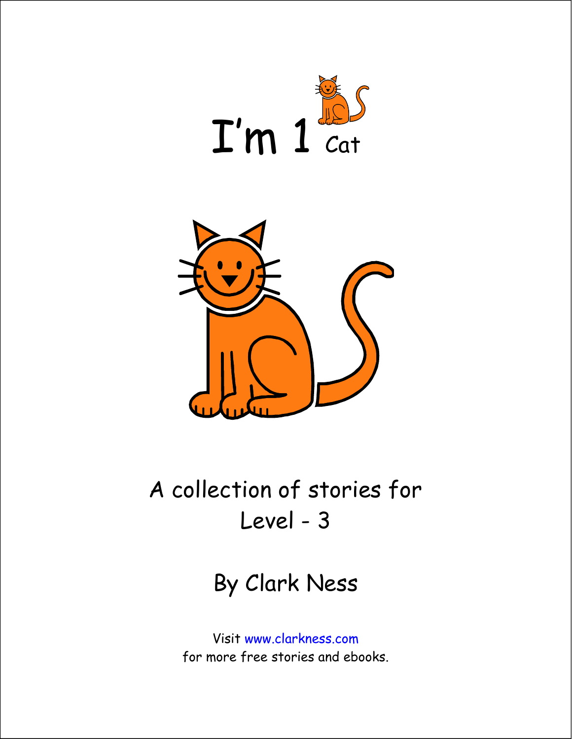# I'm 1 Cat

A collection of stories for
Level - 3

By Clark Ness

Visit www.clarkness.com
for more free stories and ebooks.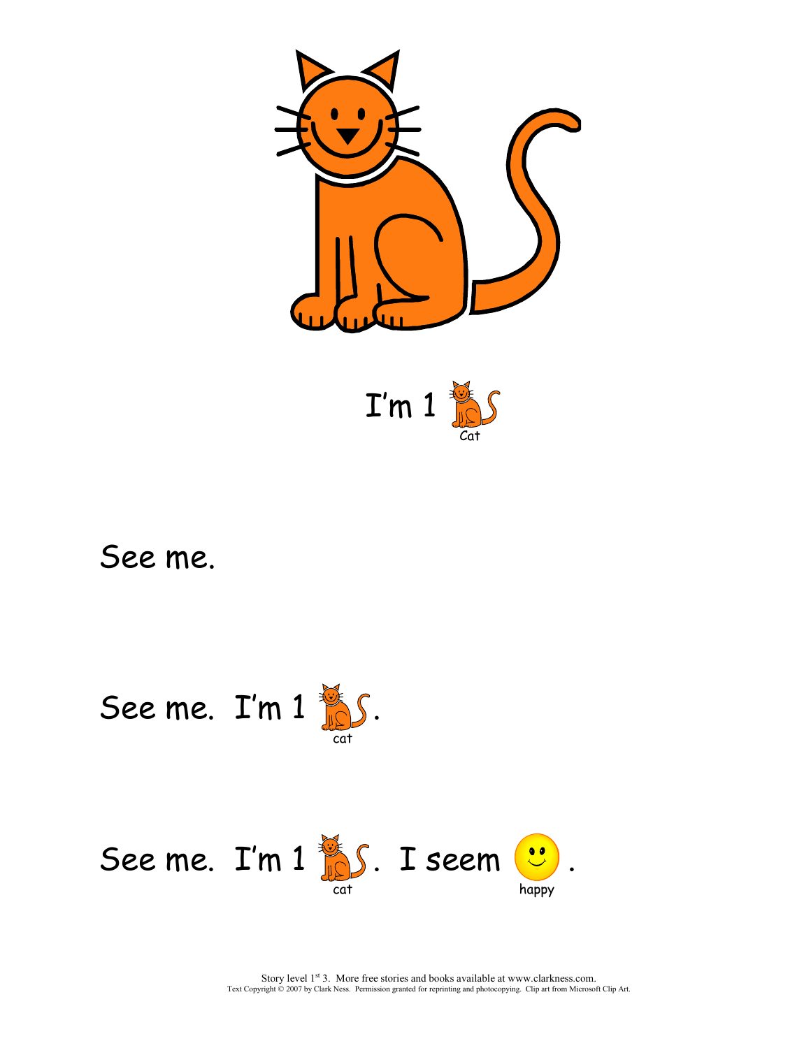I'm 1 Cat

See me.

See me. I'm 1 cat.

See me. I'm 1 cat. I seem happy.

Story level 1st 3. More free stories and books available at www.clarkness.com.
Text Copyright © 2007 by Clark Ness. Permission granted for reprinting and photocopying. Clip art from Microsoft Clip Art.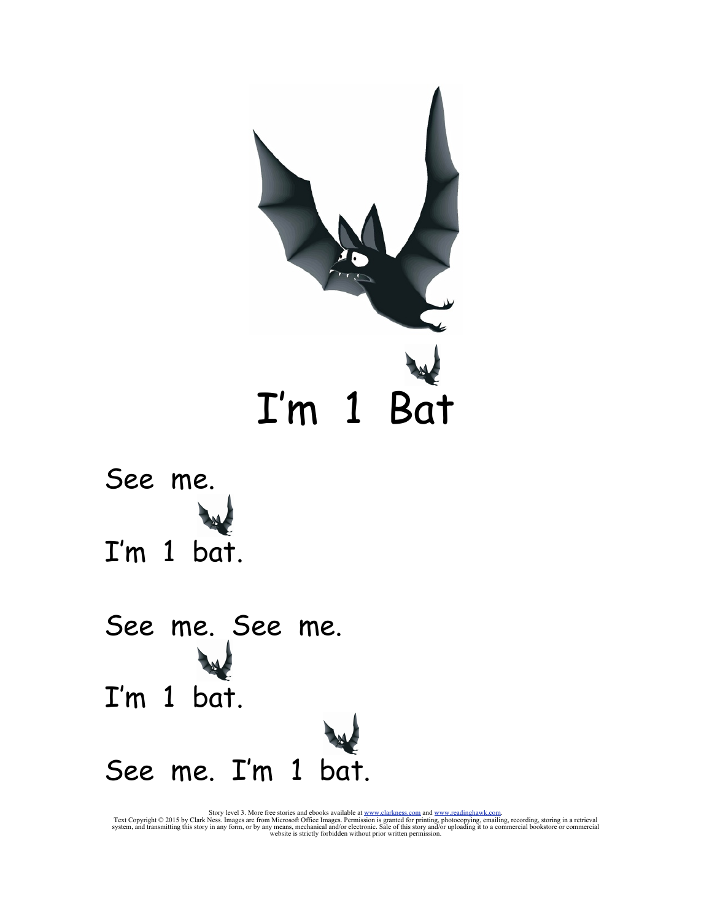# I'm 1 Bat

See me.

I'm 1 bat.

See me. See me.

I'm 1 bat.

See me. I'm 1 bat.

Story level 3. More free stories and ebooks available at www.clarkness.com and www.readinghawk.com.
Text Copyright © 2015 by Clark Ness. Images are from Microsoft Office Images. Permission is granted for printing, photocopying, emailing, recording, storing in a retrieval system, and transmitting this story in any form, or by any means, mechanical and/or electronic. Sale of this story and/or uploading it to a commercial bookstore or commercial website is strictly forbidden without prior written permission.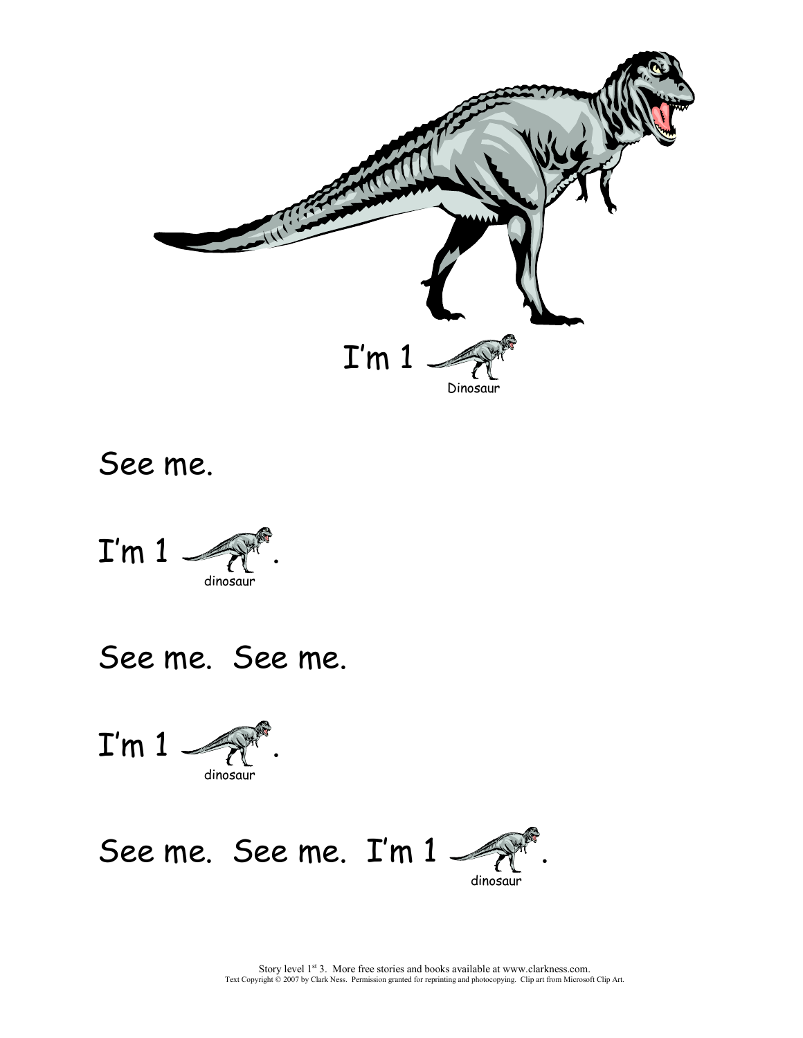I'm 1 Dinosaur

See me.

I'm 1 dinosaur.

See me. See me.

I'm 1 dinosaur.

See me. See me. I'm 1 dinosaur.

Story level 1st 3. More free stories and books available at www.clarkness.com.
Text Copyright © 2007 by Clark Ness. Permission granted for reprinting and photocopying. Clip art from Microsoft Clip Art.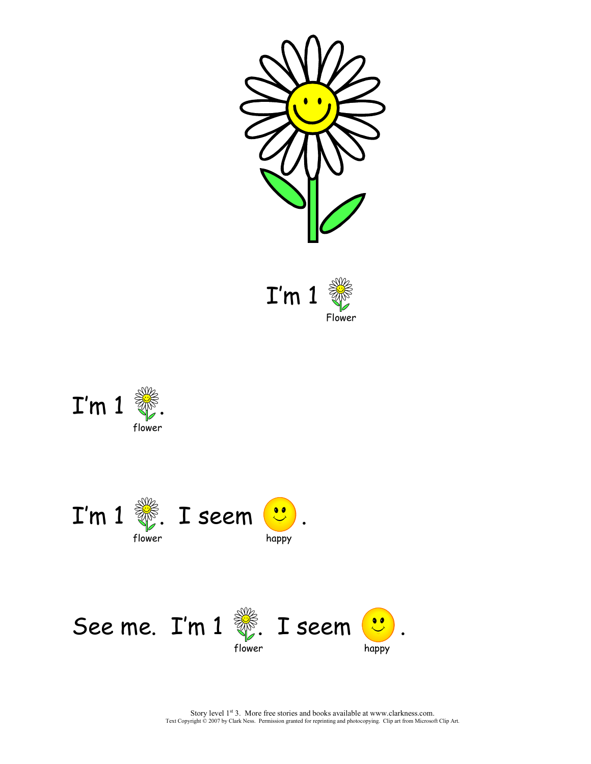I'm 1 flower

I'm 1 flower.

I'm 1 flower. I seem happy.

See me. I'm 1 flower. I seem happy.

Story level 1st 3. More free stories and books available at www.clarkness.com.
Text Copyright © 2007 by Clark Ness. Permission granted for reprinting and photocopying. Clip art from Microsoft Clip Art.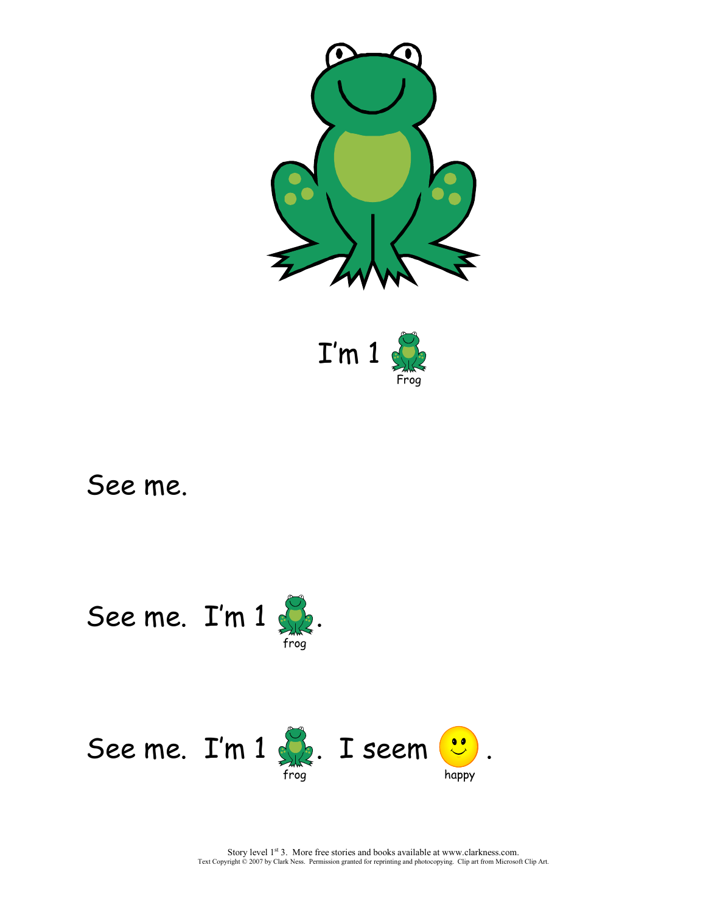I'm 1 Frog

See me.

See me. I'm 1 frog.

See me. I'm 1 frog. I seem happy.

Story level 1st 3. More free stories and books available at www.clarkness.com.
Text Copyright © 2007 by Clark Ness. Permission granted for reprinting and photocopying. Clip art from Microsoft Clip Art.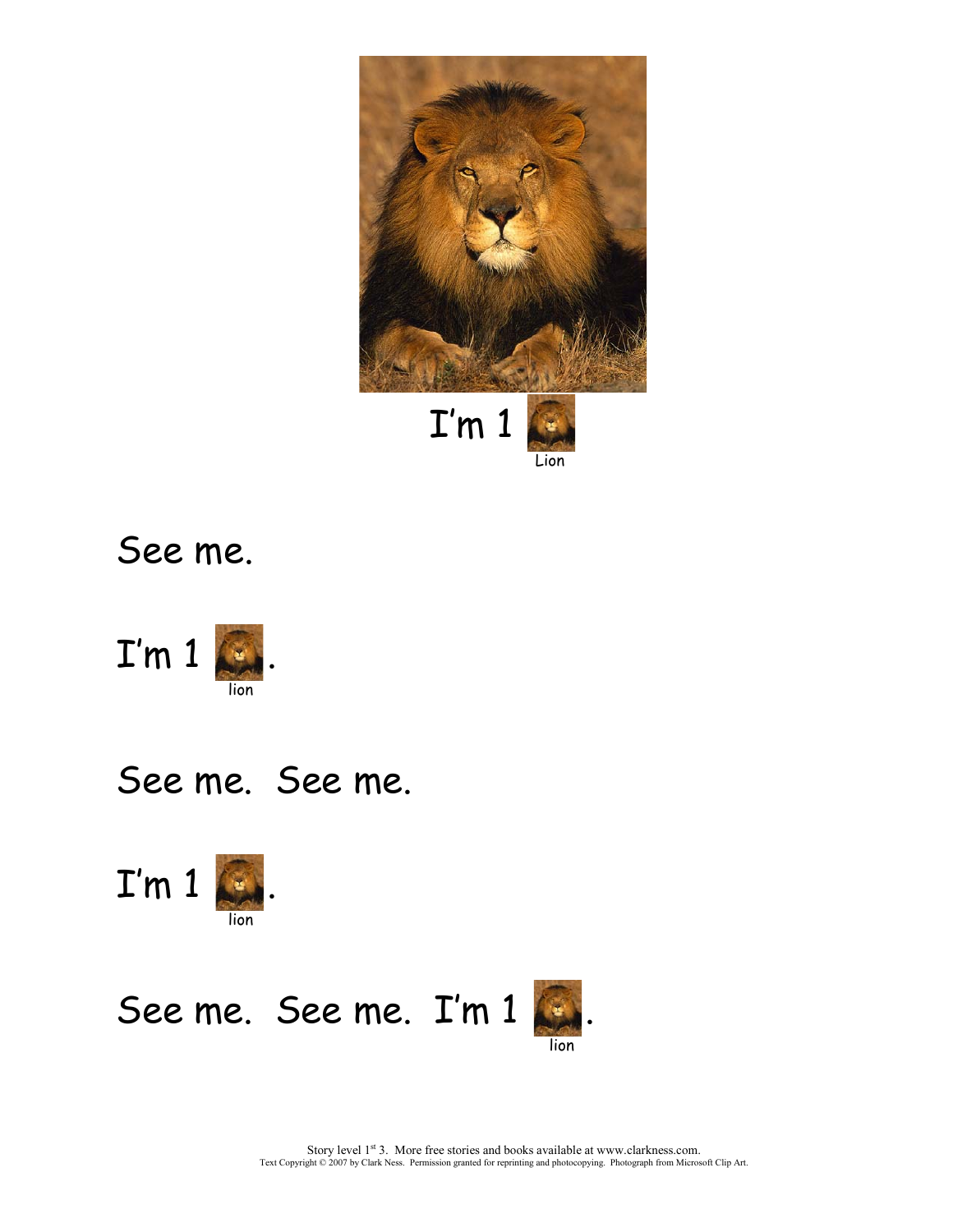I'm 1 Lion

See me.

I'm 1 lion.

See me.  See me.

I'm 1 lion.

See me.  See me.  I'm 1 lion.

Story level 1st 3.  More free stories and books available at www.clarkness.com.
Text Copyright © 2007 by Clark Ness.  Permission granted for reprinting and photocopying.  Photograph from Microsoft Clip Art.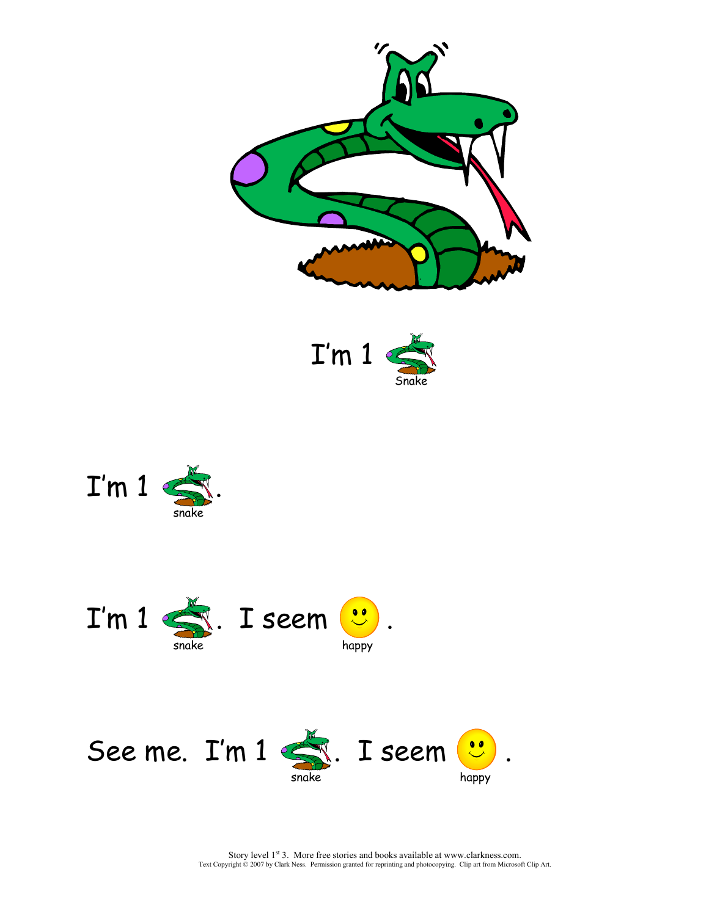I'm 1 Snake

I'm 1 snake.

I'm 1 snake. I seem happy.

See me. I'm 1 snake. I seem happy.

Story level 1st 3. More free stories and books available at www.clarkness.com.
Text Copyright © 2007 by Clark Ness. Permission granted for reprinting and photocopying. Clip art from Microsoft Clip Art.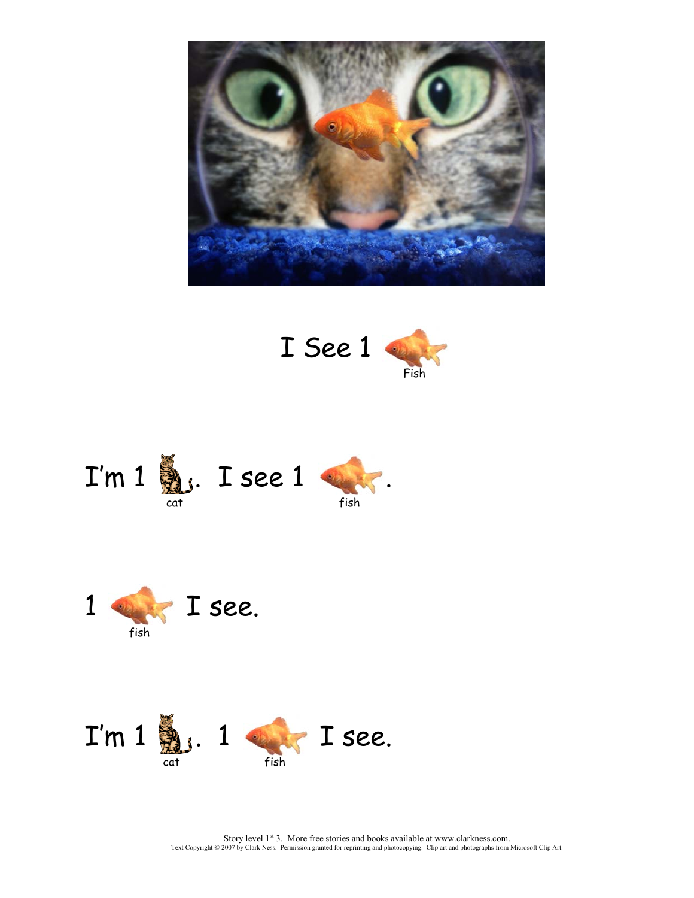# I See 1 Fish

I'm 1 cat. I see 1 fish.

1 fish I see.

I'm 1 cat. 1 fish I see.

Story level 1st 3. More free stories and books available at www.clarkness.com.
Text Copyright © 2007 by Clark Ness. Permission granted for reprinting and photocopying. Clip art and photographs from Microsoft Clip Art.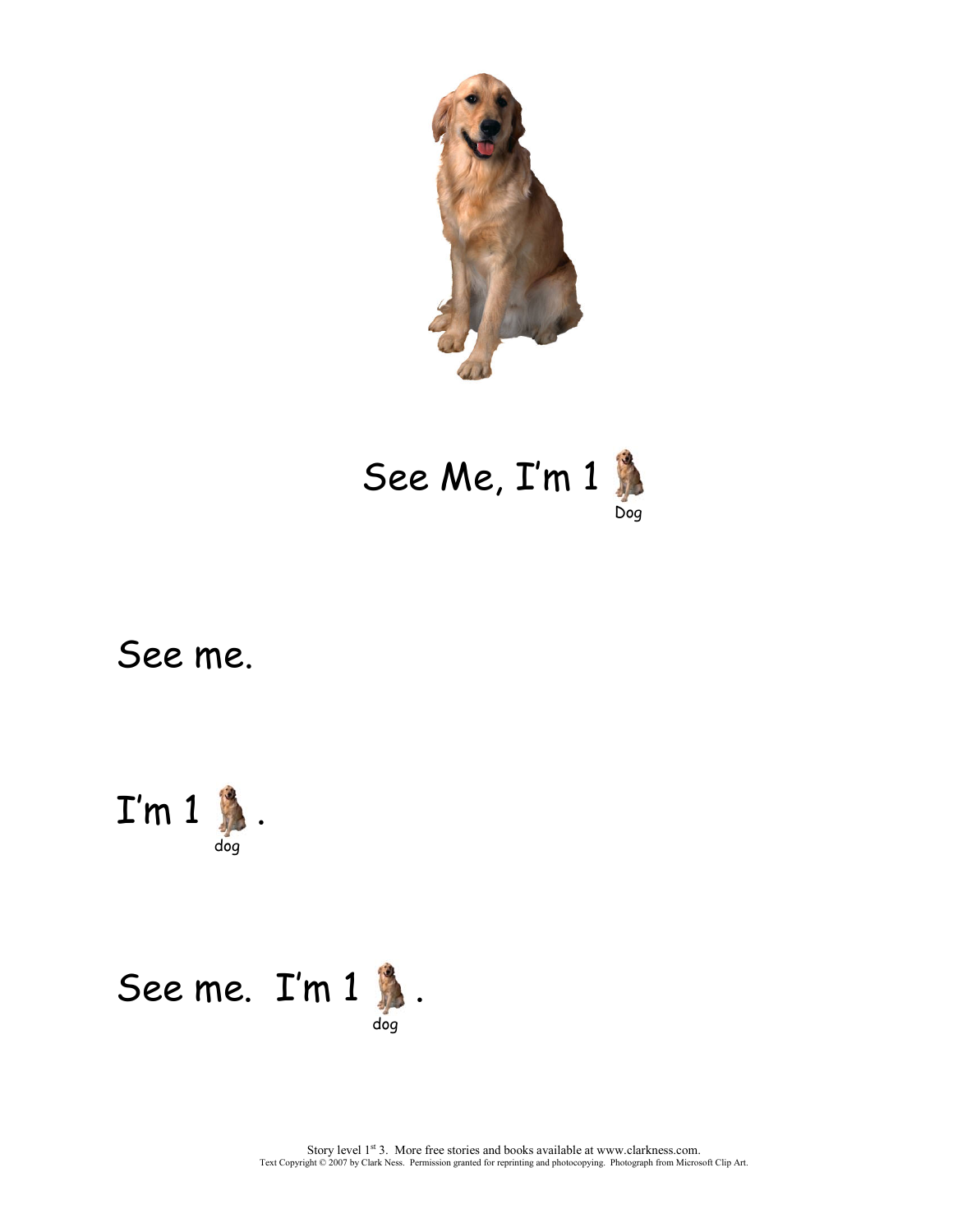# See Me, I'm 1 Dog

See me.

I'm 1 dog.

See me. I'm 1 dog.

Story level 1st 3. More free stories and books available at www.clarkness.com.
Text Copyright © 2007 by Clark Ness. Permission granted for reprinting and photocopying. Photograph from Microsoft Clip Art.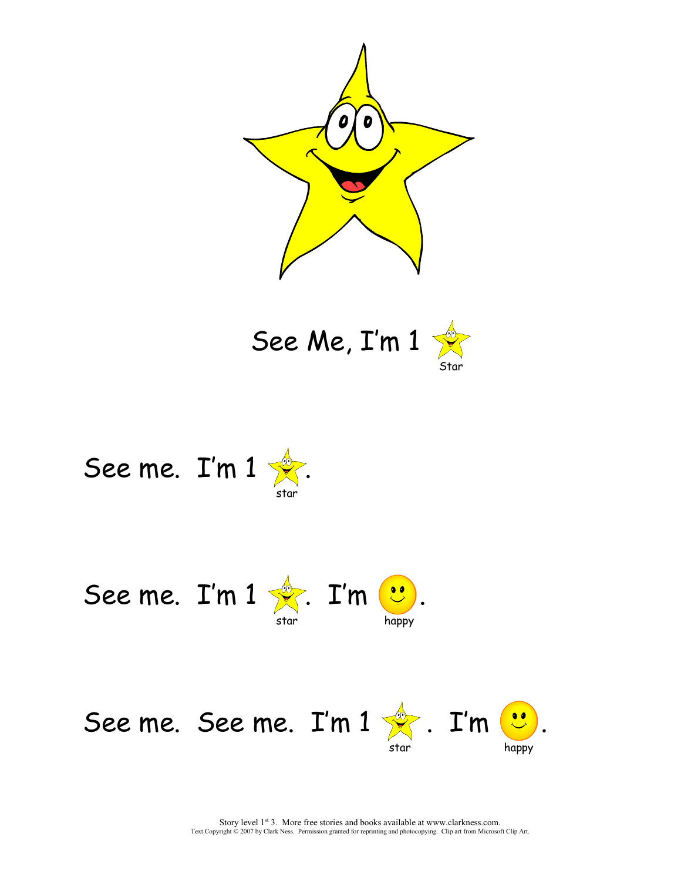# See Me, I'm 1 Star

See me. I'm 1 star.

See me. I'm 1 star. I'm happy.

See me. See me. I'm 1 star. I'm happy.

Story level 1st 3. More free stories and books available at www.clarkness.com.
Text Copyright © 2007 by Clark Ness. Permission granted for reprinting and photocopying. Clip art from Microsoft Clip Art.